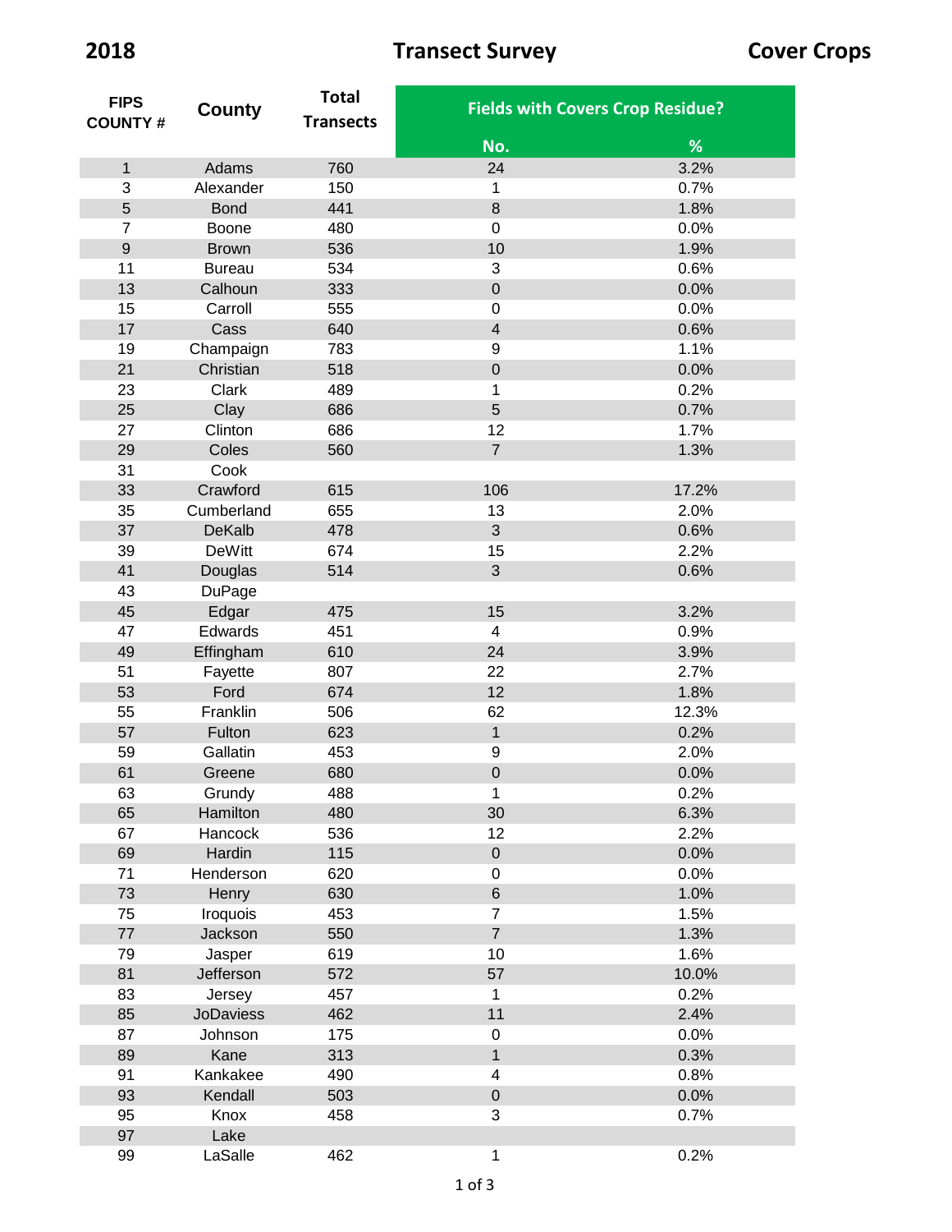# 2018 Transect Survey Cover Crops

| FIPS COUNTY # | County | Total Transects | Fields with Covers Crop Residue? | |
|---|---|---|---|---|
| | | | No. | % |
| 1 | Adams | 760 | 24 | 3.2% |
| 3 | Alexander | 150 | 1 | 0.7% |
| 5 | Bond | 441 | 8 | 1.8% |
| 7 | Boone | 480 | 0 | 0.0% |
| 9 | Brown | 536 | 10 | 1.9% |
| 11 | Bureau | 534 | 3 | 0.6% |
| 13 | Calhoun | 333 | 0 | 0.0% |
| 15 | Carroll | 555 | 0 | 0.0% |
| 17 | Cass | 640 | 4 | 0.6% |
| 19 | Champaign | 783 | 9 | 1.1% |
| 21 | Christian | 518 | 0 | 0.0% |
| 23 | Clark | 489 | 1 | 0.2% |
| 25 | Clay | 686 | 5 | 0.7% |
| 27 | Clinton | 686 | 12 | 1.7% |
| 29 | Coles | 560 | 7 | 1.3% |
| 31 | Cook | | | |
| 33 | Crawford | 615 | 106 | 17.2% |
| 35 | Cumberland | 655 | 13 | 2.0% |
| 37 | DeKalb | 478 | 3 | 0.6% |
| 39 | DeWitt | 674 | 15 | 2.2% |
| 41 | Douglas | 514 | 3 | 0.6% |
| 43 | DuPage | | | |
| 45 | Edgar | 475 | 15 | 3.2% |
| 47 | Edwards | 451 | 4 | 0.9% |
| 49 | Effingham | 610 | 24 | 3.9% |
| 51 | Fayette | 807 | 22 | 2.7% |
| 53 | Ford | 674 | 12 | 1.8% |
| 55 | Franklin | 506 | 62 | 12.3% |
| 57 | Fulton | 623 | 1 | 0.2% |
| 59 | Gallatin | 453 | 9 | 2.0% |
| 61 | Greene | 680 | 0 | 0.0% |
| 63 | Grundy | 488 | 1 | 0.2% |
| 65 | Hamilton | 480 | 30 | 6.3% |
| 67 | Hancock | 536 | 12 | 2.2% |
| 69 | Hardin | 115 | 0 | 0.0% |
| 71 | Henderson | 620 | 0 | 0.0% |
| 73 | Henry | 630 | 6 | 1.0% |
| 75 | Iroquois | 453 | 7 | 1.5% |
| 77 | Jackson | 550 | 7 | 1.3% |
| 79 | Jasper | 619 | 10 | 1.6% |
| 81 | Jefferson | 572 | 57 | 10.0% |
| 83 | Jersey | 457 | 1 | 0.2% |
| 85 | JoDaviess | 462 | 11 | 2.4% |
| 87 | Johnson | 175 | 0 | 0.0% |
| 89 | Kane | 313 | 1 | 0.3% |
| 91 | Kankakee | 490 | 4 | 0.8% |
| 93 | Kendall | 503 | 0 | 0.0% |
| 95 | Knox | 458 | 3 | 0.7% |
| 97 | Lake | | | |
| 99 | LaSalle | 462 | 1 | 0.2% |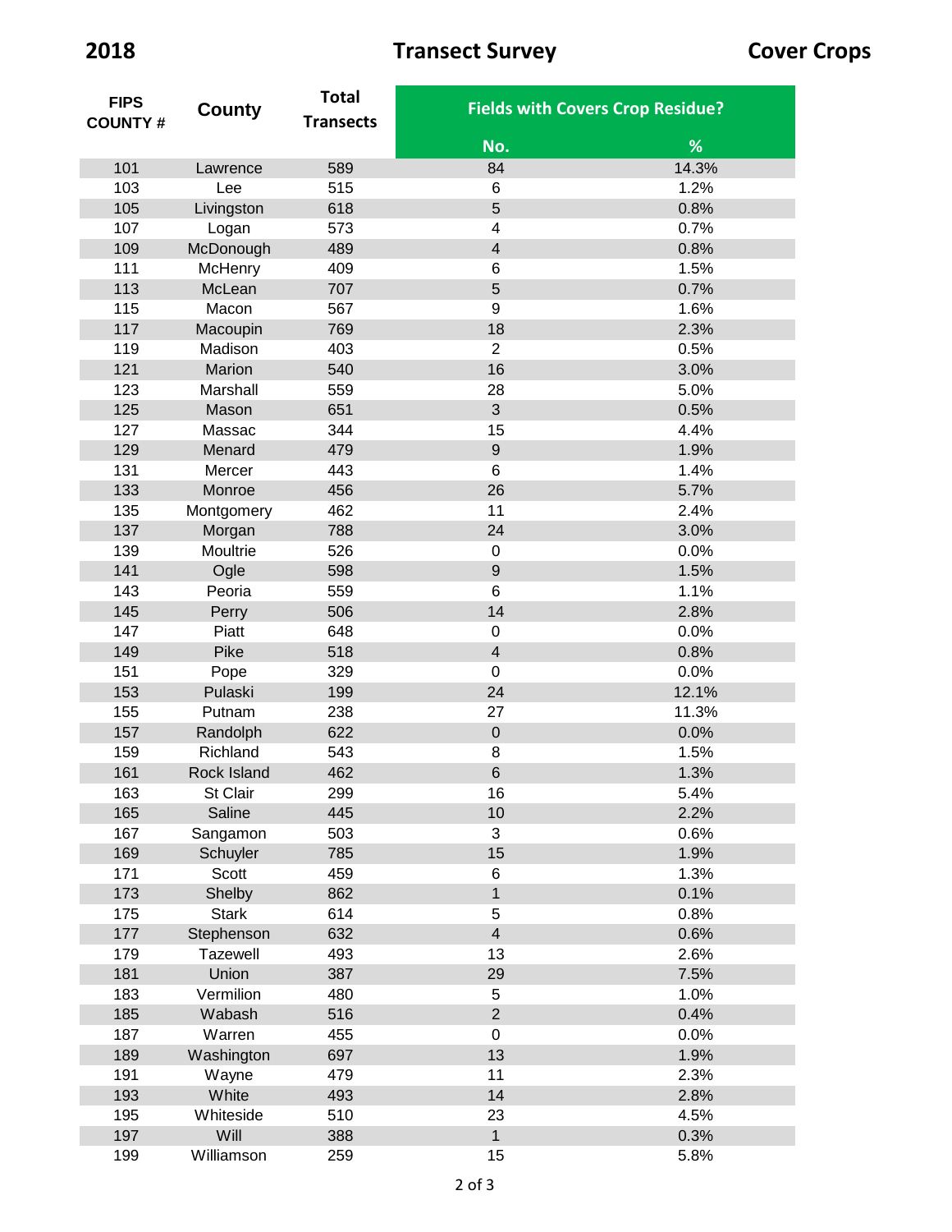**2018** **Transect Survey** **Cover Crops**

| FIPS COUNTY # | County | Total Transects | Fields with Covers Crop Residue? | |
|---|---|---|---|---|
| | | | No. | % |
| 101 | Lawrence | 589 | 84 | 14.3% |
| 103 | Lee | 515 | 6 | 1.2% |
| 105 | Livingston | 618 | 5 | 0.8% |
| 107 | Logan | 573 | 4 | 0.7% |
| 109 | McDonough | 489 | 4 | 0.8% |
| 111 | McHenry | 409 | 6 | 1.5% |
| 113 | McLean | 707 | 5 | 0.7% |
| 115 | Macon | 567 | 9 | 1.6% |
| 117 | Macoupin | 769 | 18 | 2.3% |
| 119 | Madison | 403 | 2 | 0.5% |
| 121 | Marion | 540 | 16 | 3.0% |
| 123 | Marshall | 559 | 28 | 5.0% |
| 125 | Mason | 651 | 3 | 0.5% |
| 127 | Massac | 344 | 15 | 4.4% |
| 129 | Menard | 479 | 9 | 1.9% |
| 131 | Mercer | 443 | 6 | 1.4% |
| 133 | Monroe | 456 | 26 | 5.7% |
| 135 | Montgomery | 462 | 11 | 2.4% |
| 137 | Morgan | 788 | 24 | 3.0% |
| 139 | Moultrie | 526 | 0 | 0.0% |
| 141 | Ogle | 598 | 9 | 1.5% |
| 143 | Peoria | 559 | 6 | 1.1% |
| 145 | Perry | 506 | 14 | 2.8% |
| 147 | Piatt | 648 | 0 | 0.0% |
| 149 | Pike | 518 | 4 | 0.8% |
| 151 | Pope | 329 | 0 | 0.0% |
| 153 | Pulaski | 199 | 24 | 12.1% |
| 155 | Putnam | 238 | 27 | 11.3% |
| 157 | Randolph | 622 | 0 | 0.0% |
| 159 | Richland | 543 | 8 | 1.5% |
| 161 | Rock Island | 462 | 6 | 1.3% |
| 163 | St Clair | 299 | 16 | 5.4% |
| 165 | Saline | 445 | 10 | 2.2% |
| 167 | Sangamon | 503 | 3 | 0.6% |
| 169 | Schuyler | 785 | 15 | 1.9% |
| 171 | Scott | 459 | 6 | 1.3% |
| 173 | Shelby | 862 | 1 | 0.1% |
| 175 | Stark | 614 | 5 | 0.8% |
| 177 | Stephenson | 632 | 4 | 0.6% |
| 179 | Tazewell | 493 | 13 | 2.6% |
| 181 | Union | 387 | 29 | 7.5% |
| 183 | Vermilion | 480 | 5 | 1.0% |
| 185 | Wabash | 516 | 2 | 0.4% |
| 187 | Warren | 455 | 0 | 0.0% |
| 189 | Washington | 697 | 13 | 1.9% |
| 191 | Wayne | 479 | 11 | 2.3% |
| 193 | White | 493 | 14 | 2.8% |
| 195 | Whiteside | 510 | 23 | 4.5% |
| 197 | Will | 388 | 1 | 0.3% |
| 199 | Williamson | 259 | 15 | 5.8% |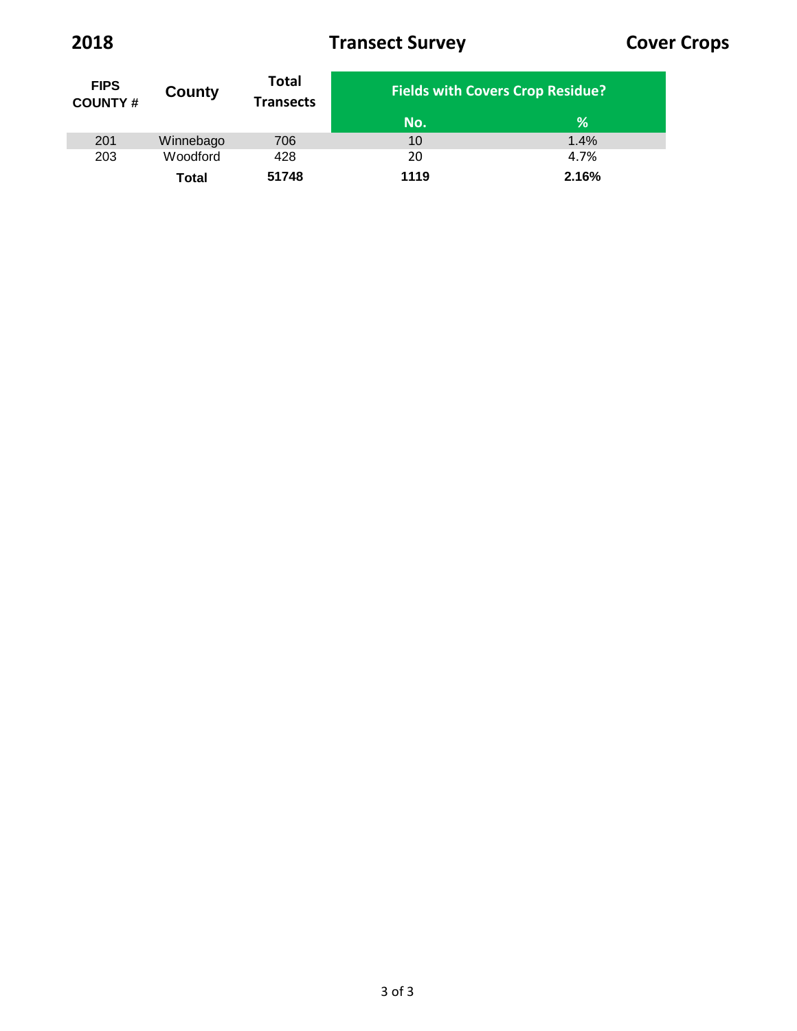**2018** **Transect Survey** **Cover Crops**

| FIPS COUNTY # | County | Total Transects | Fields with Covers Crop Residue? | |
|---|---|---|---|---|
| | | | No. | % |
| 201 | Winnebago | 706 | 10 | 1.4% |
| 203 | Woodford | 428 | 20 | 4.7% |
| | **Total** | **51748** | **1119** | **2.16%** |